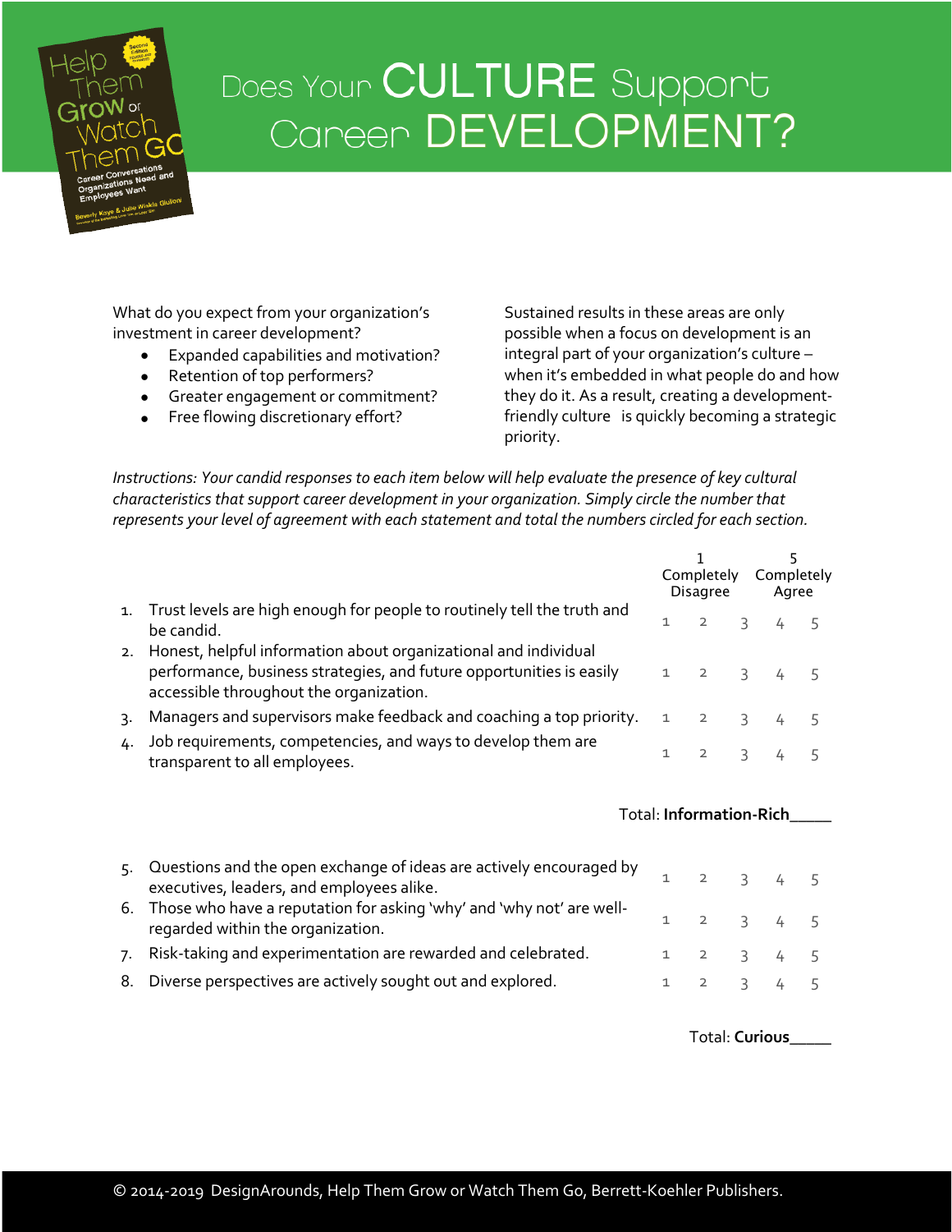# Does Your CULTURE Support Career DEVELOPMENT?

What do you expect from your organization's investment in career development?

- Expanded capabilities and motivation?
- Retention of top performers?
- Greater engagement or commitment?
- Free flowing discretionary effort?

Sustained results in these areas are only possible when a focus on development is an integral part of your organization's culture – when it's embedded in what people do and how they do it. As a result, creating a development-friendly culture is quickly becoming a strategic priority.

*Instructions: Your candid responses to each item below will help evaluate the presence of key cultural characteristics that support career development in your organization. Simply circle the number that represents your level of agreement with each statement and total the numbers circled for each section.*

| | Statement | 1 Completely Disagree | | | | 5 Completely Agree |
|---|---|---|---|---|---|---|
| 1. | Trust levels are high enough for people to routinely tell the truth and be candid. | 1 | 2 | 3 | 4 | 5 |
| 2. | Honest, helpful information about organizational and individual performance, business strategies, and future opportunities is easily accessible throughout the organization. | 1 | 2 | 3 | 4 | 5 |
| 3. | Managers and supervisors make feedback and coaching a top priority. | 1 | 2 | 3 | 4 | 5 |
| 4. | Job requirements, competencies, and ways to develop them are transparent to all employees. | 1 | 2 | 3 | 4 | 5 |

Total: **Information-Rich**_____

| | Statement | 1 | 2 | 3 | 4 | 5 |
|---|---|---|---|---|---|---|
| 5. | Questions and the open exchange of ideas are actively encouraged by executives, leaders, and employees alike. | 1 | 2 | 3 | 4 | 5 |
| 6. | Those who have a reputation for asking 'why' and 'why not' are well-regarded within the organization. | 1 | 2 | 3 | 4 | 5 |
| 7. | Risk-taking and experimentation are rewarded and celebrated. | 1 | 2 | 3 | 4 | 5 |
| 8. | Diverse perspectives are actively sought out and explored. | 1 | 2 | 3 | 4 | 5 |

Total: **Curious**_____

© 2014-2019 DesignArounds, Help Them Grow or Watch Them Go, Berrett-Koehler Publishers.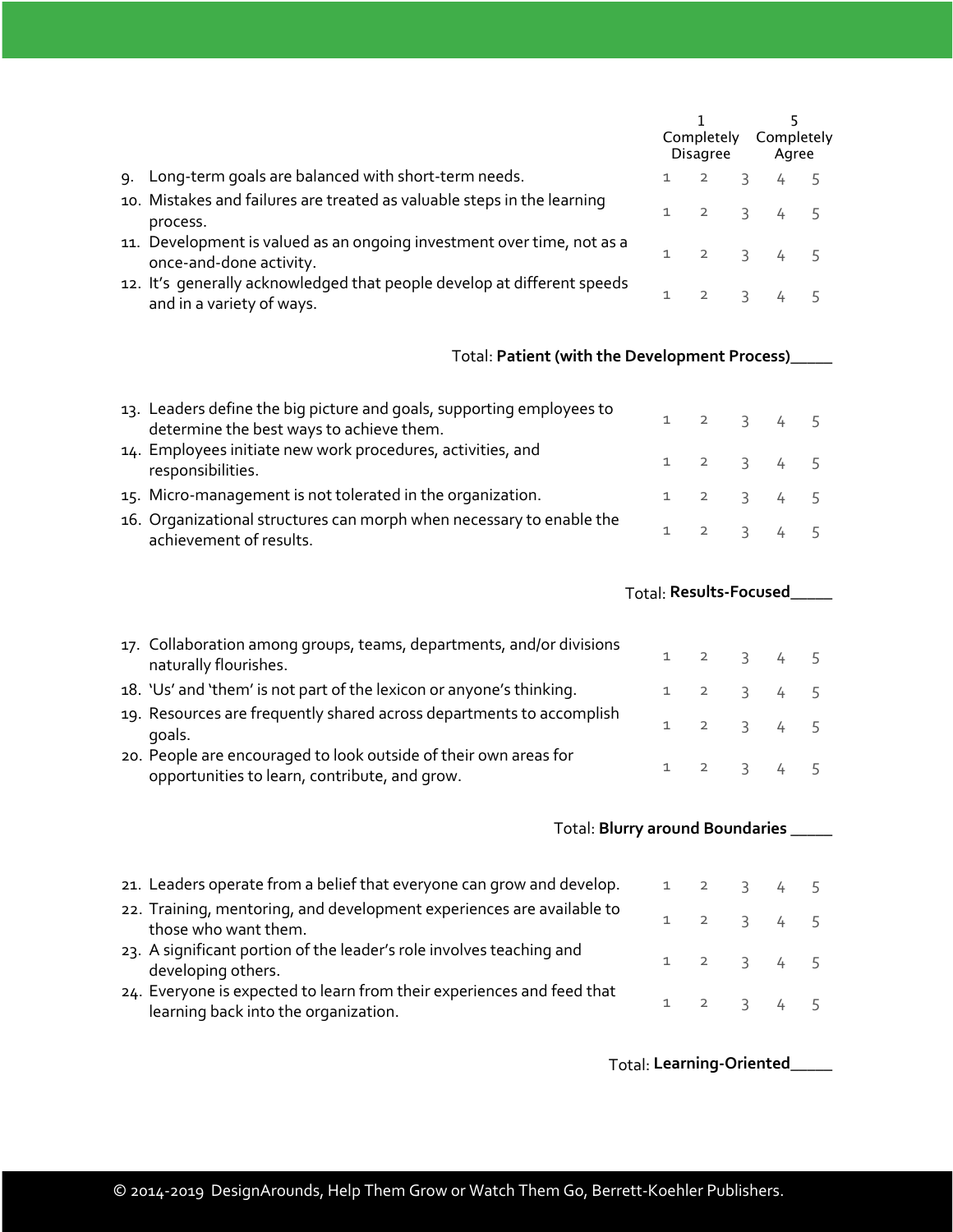| | 1 Completely Disagree | | | | 5 Completely Agree |
|---|---|---|---|---|---|
| 9. Long-term goals are balanced with short-term needs. | 1 | 2 | 3 | 4 | 5 |
| 10. Mistakes and failures are treated as valuable steps in the learning process. | 1 | 2 | 3 | 4 | 5 |
| 11. Development is valued as an ongoing investment over time, not as a once-and-done activity. | 1 | 2 | 3 | 4 | 5 |
| 12. It's generally acknowledged that people develop at different speeds and in a variety of ways. | 1 | 2 | 3 | 4 | 5 |

Total: **Patient (with the Development Process)**_____

| | | | | | |
|---|---|---|---|---|---|
| 13. Leaders define the big picture and goals, supporting employees to determine the best ways to achieve them. | 1 | 2 | 3 | 4 | 5 |
| 14. Employees initiate new work procedures, activities, and responsibilities. | 1 | 2 | 3 | 4 | 5 |
| 15. Micro-management is not tolerated in the organization. | 1 | 2 | 3 | 4 | 5 |
| 16. Organizational structures can morph when necessary to enable the achievement of results. | 1 | 2 | 3 | 4 | 5 |

Total: **Results-Focused**_____

| | | | | | |
|---|---|---|---|---|---|
| 17. Collaboration among groups, teams, departments, and/or divisions naturally flourishes. | 1 | 2 | 3 | 4 | 5 |
| 18. 'Us' and 'them' is not part of the lexicon or anyone's thinking. | 1 | 2 | 3 | 4 | 5 |
| 19. Resources are frequently shared across departments to accomplish goals. | 1 | 2 | 3 | 4 | 5 |
| 20. People are encouraged to look outside of their own areas for opportunities to learn, contribute, and grow. | 1 | 2 | 3 | 4 | 5 |

Total: **Blurry around Boundaries** _____

| | | | | | |
|---|---|---|---|---|---|
| 21. Leaders operate from a belief that everyone can grow and develop. | 1 | 2 | 3 | 4 | 5 |
| 22. Training, mentoring, and development experiences are available to those who want them. | 1 | 2 | 3 | 4 | 5 |
| 23. A significant portion of the leader's role involves teaching and developing others. | 1 | 2 | 3 | 4 | 5 |
| 24. Everyone is expected to learn from their experiences and feed that learning back into the organization. | 1 | 2 | 3 | 4 | 5 |

Total: **Learning-Oriented**_____

© 2014-2019 DesignArounds, Help Them Grow or Watch Them Go, Berrett-Koehler Publishers.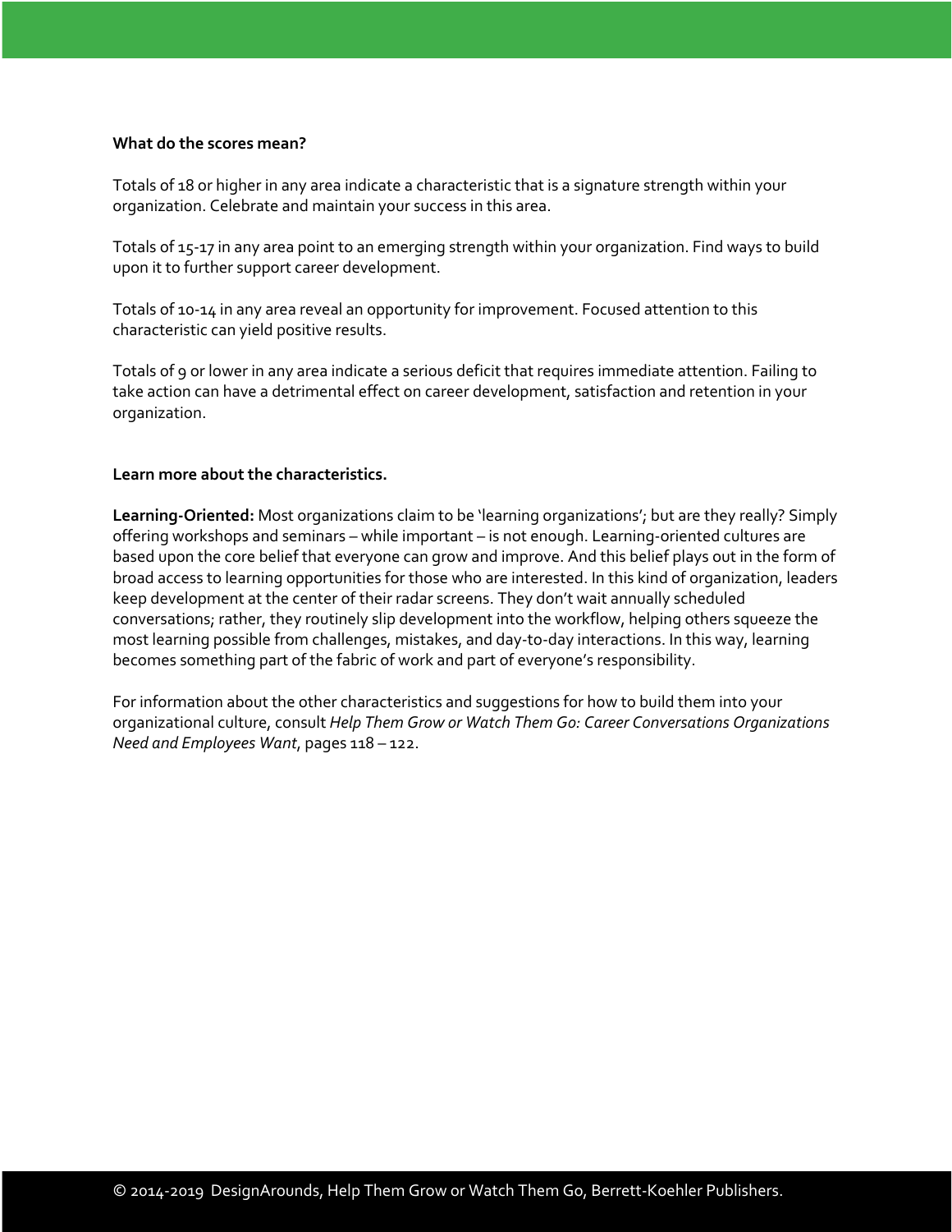**What do the scores mean?**

Totals of 18 or higher in any area indicate a characteristic that is a signature strength within your organization. Celebrate and maintain your success in this area.

Totals of 15-17 in any area point to an emerging strength within your organization. Find ways to build upon it to further support career development.

Totals of 10-14 in any area reveal an opportunity for improvement. Focused attention to this characteristic can yield positive results.

Totals of 9 or lower in any area indicate a serious deficit that requires immediate attention. Failing to take action can have a detrimental effect on career development, satisfaction and retention in your organization.

**Learn more about the characteristics.**

**Learning-Oriented:** Most organizations claim to be 'learning organizations'; but are they really? Simply offering workshops and seminars – while important – is not enough. Learning-oriented cultures are based upon the core belief that everyone can grow and improve. And this belief plays out in the form of broad access to learning opportunities for those who are interested. In this kind of organization, leaders keep development at the center of their radar screens. They don't wait annually scheduled conversations; rather, they routinely slip development into the workflow, helping others squeeze the most learning possible from challenges, mistakes, and day-to-day interactions. In this way, learning becomes something part of the fabric of work and part of everyone's responsibility.

For information about the other characteristics and suggestions for how to build them into your organizational culture, consult *Help Them Grow or Watch Them Go: Career Conversations Organizations Need and Employees Want*, pages 118 – 122.

© 2014-2019 DesignArounds, Help Them Grow or Watch Them Go, Berrett-Koehler Publishers.